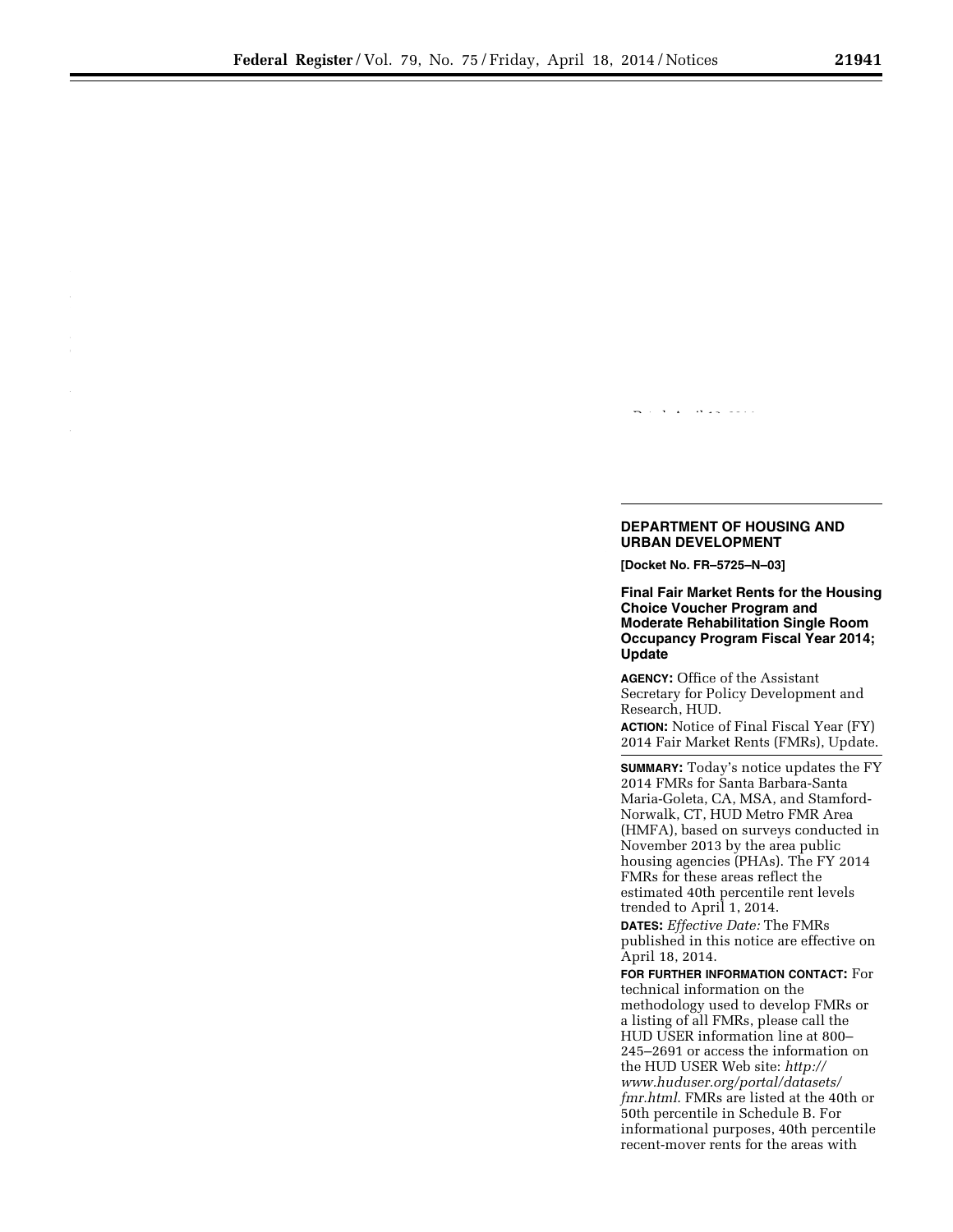## DEPARTMENT OF HOUSING AND URBAN DEVELOPMENT

**[Docket No. FR–5725–N–03]**

### Final Fair Market Rents for the Housing Choice Voucher Program and Moderate Rehabilitation Single Room Occupancy Program Fiscal Year 2014; Update

**AGENCY:** Office of the Assistant Secretary for Policy Development and Research, HUD.

**ACTION:** Notice of Final Fiscal Year (FY) 2014 Fair Market Rents (FMRs), Update.

**SUMMARY:** Today's notice updates the FY 2014 FMRs for Santa Barbara-Santa Maria-Goleta, CA, MSA, and Stamford-Norwalk, CT, HUD Metro FMR Area (HMFA), based on surveys conducted in November 2013 by the area public housing agencies (PHAs). The FY 2014 FMRs for these areas reflect the estimated 40th percentile rent levels trended to April 1, 2014.

**DATES:** *Effective Date:* The FMRs published in this notice are effective on April 18, 2014.

**FOR FURTHER INFORMATION CONTACT:** For technical information on the methodology used to develop FMRs or a listing of all FMRs, please call the HUD USER information line at 800–245–2691 or access the information on the HUD USER Web site: *http://www.huduser.org/portal/datasets/fmr.html*. FMRs are listed at the 40th or 50th percentile in Schedule B. For informational purposes, 40th percentile recent-mover rents for the areas with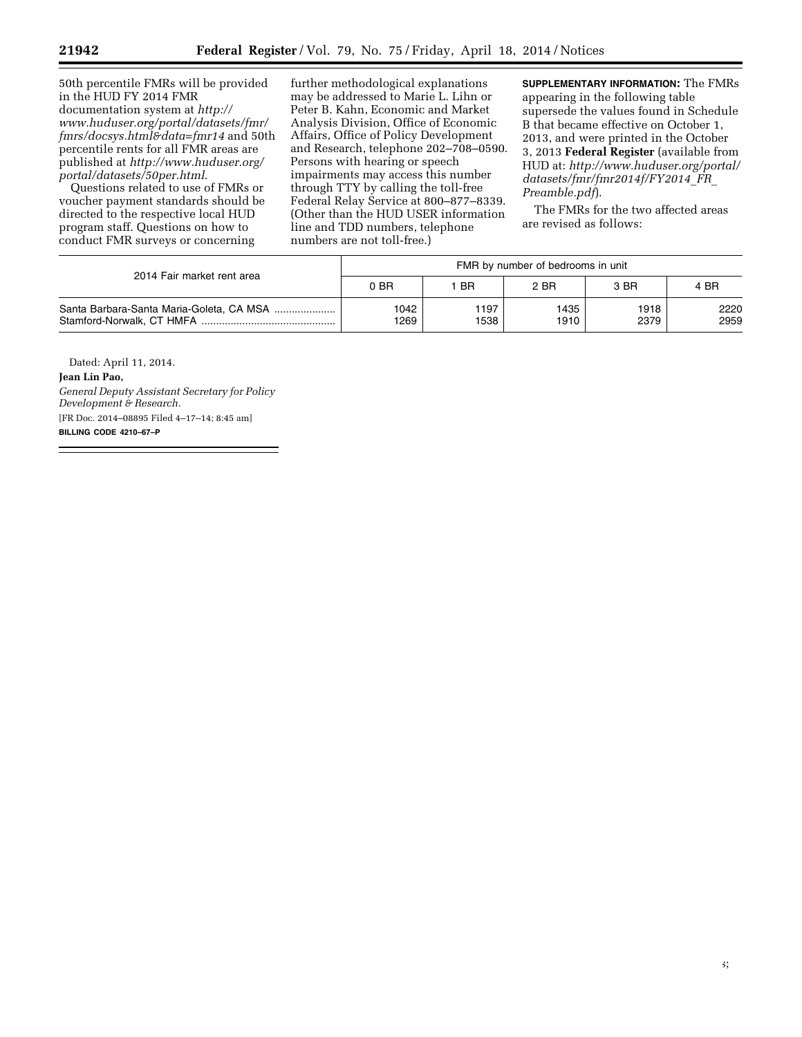50th percentile FMRs will be provided in the HUD FY 2014 FMR documentation system at *http://www.huduser.org/portal/datasets/fmr/fmrs/docsys.html&data=fmr14* and 50th percentile rents for all FMR areas are published at *http://www.huduser.org/portal/datasets/50per.html*.

Questions related to use of FMRs or voucher payment standards should be directed to the respective local HUD program staff. Questions on how to conduct FMR surveys or concerning further methodological explanations may be addressed to Marie L. Lihn or Peter B. Kahn, Economic and Market Analysis Division, Office of Economic Affairs, Office of Policy Development and Research, telephone 202–708–0590. Persons with hearing or speech impairments may access this number through TTY by calling the toll-free Federal Relay Service at 800–877–8339. (Other than the HUD USER information line and TDD numbers, telephone numbers are not toll-free.)

**SUPPLEMENTARY INFORMATION:** The FMRs appearing in the following table supersede the values found in Schedule B that became effective on October 1, 2013, and were printed in the October 3, 2013 **Federal Register** (available from HUD at: *http://www.huduser.org/portal/datasets/fmr/fmr2014f/FY2014_FR_Preamble.pdf*).

The FMRs for the two affected areas are revised as follows:

| 2014 Fair market rent area | FMR by number of bedrooms in unit | | | | |
|---|---|---|---|---|---|
| | 0 BR | 1 BR | 2 BR | 3 BR | 4 BR |
| Santa Barbara-Santa Maria-Goleta, CA MSA | 1042 | 1197 | 1435 | 1918 | 2220 |
| Stamford-Norwalk, CT HMFA | 1269 | 1538 | 1910 | 2379 | 2959 |

Dated: April 11, 2014.

**Jean Lin Pao,**

*General Deputy Assistant Secretary for Policy Development & Research.*

[FR Doc. 2014–08895 Filed 4–17–14; 8:45 am]

**BILLING CODE 4210–67–P**